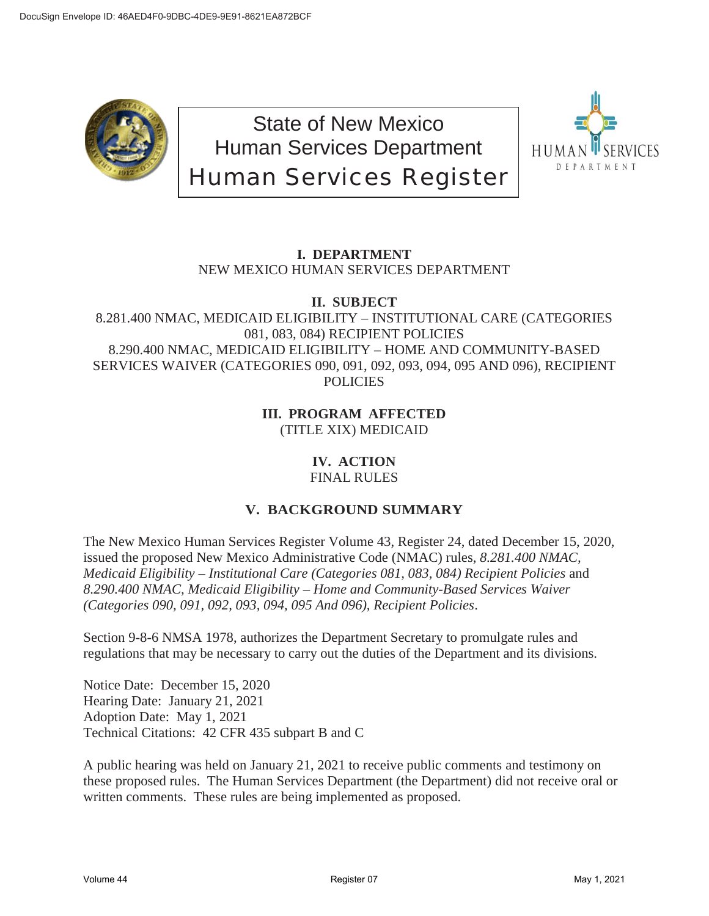State of New Mexico
Human Services Department
Human Services Register

## I. DEPARTMENT

NEW MEXICO HUMAN SERVICES DEPARTMENT

## II. SUBJECT

8.281.400 NMAC, MEDICAID ELIGIBILITY – INSTITUTIONAL CARE (CATEGORIES 081, 083, 084) RECIPIENT POLICIES
8.290.400 NMAC, MEDICAID ELIGIBILITY – HOME AND COMMUNITY-BASED SERVICES WAIVER (CATEGORIES 090, 091, 092, 093, 094, 095 AND 096), RECIPIENT POLICIES

## III. PROGRAM AFFECTED

(TITLE XIX) MEDICAID

## IV. ACTION

FINAL RULES

## V. BACKGROUND SUMMARY

The New Mexico Human Services Register Volume 43, Register 24, dated December 15, 2020, issued the proposed New Mexico Administrative Code (NMAC) rules, *8.281.400 NMAC, Medicaid Eligibility – Institutional Care (Categories 081, 083, 084) Recipient Policies* and *8.290.400 NMAC, Medicaid Eligibility – Home and Community-Based Services Waiver (Categories 090, 091, 092, 093, 094, 095 And 096), Recipient Policies*.

Section 9-8-6 NMSA 1978, authorizes the Department Secretary to promulgate rules and regulations that may be necessary to carry out the duties of the Department and its divisions.

Notice Date: December 15, 2020
Hearing Date: January 21, 2021
Adoption Date: May 1, 2021
Technical Citations: 42 CFR 435 subpart B and C

A public hearing was held on January 21, 2021 to receive public comments and testimony on these proposed rules. The Human Services Department (the Department) did not receive oral or written comments. These rules are being implemented as proposed.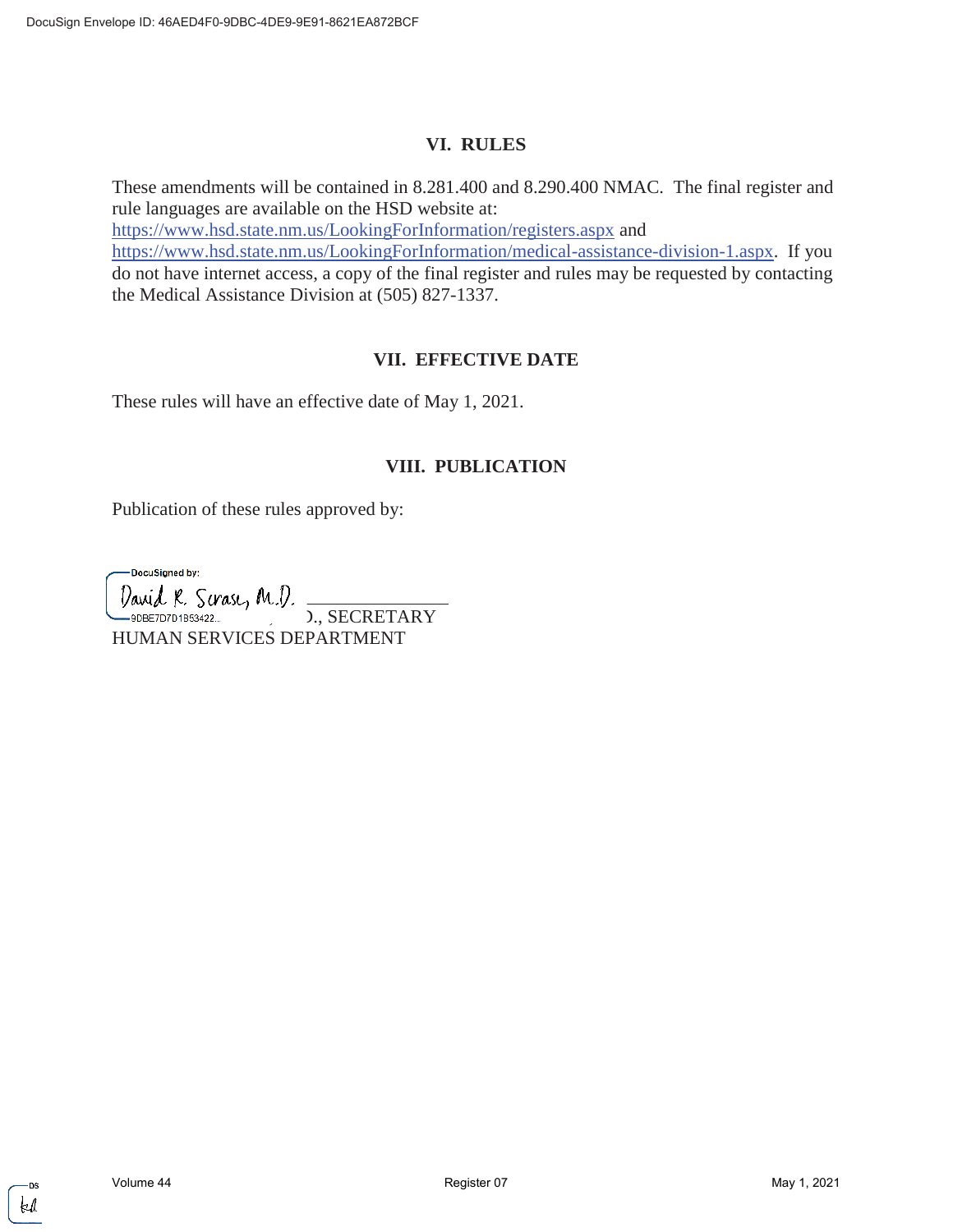## VI. RULES

These amendments will be contained in 8.281.400 and 8.290.400 NMAC. The final register and rule languages are available on the HSD website at: https://www.hsd.state.nm.us/LookingForInformation/registers.aspx and https://www.hsd.state.nm.us/LookingForInformation/medical-assistance-division-1.aspx. If you do not have internet access, a copy of the final register and rules may be requested by contacting the Medical Assistance Division at (505) 827-1337.

## VII. EFFECTIVE DATE

These rules will have an effective date of May 1, 2021.

## VIII. PUBLICATION

Publication of these rules approved by:

DocuSigned by:
David R. Scrase, M.D.
9DBE7D7D1B53422...
).,  SECRETARY
HUMAN SERVICES DEPARTMENT